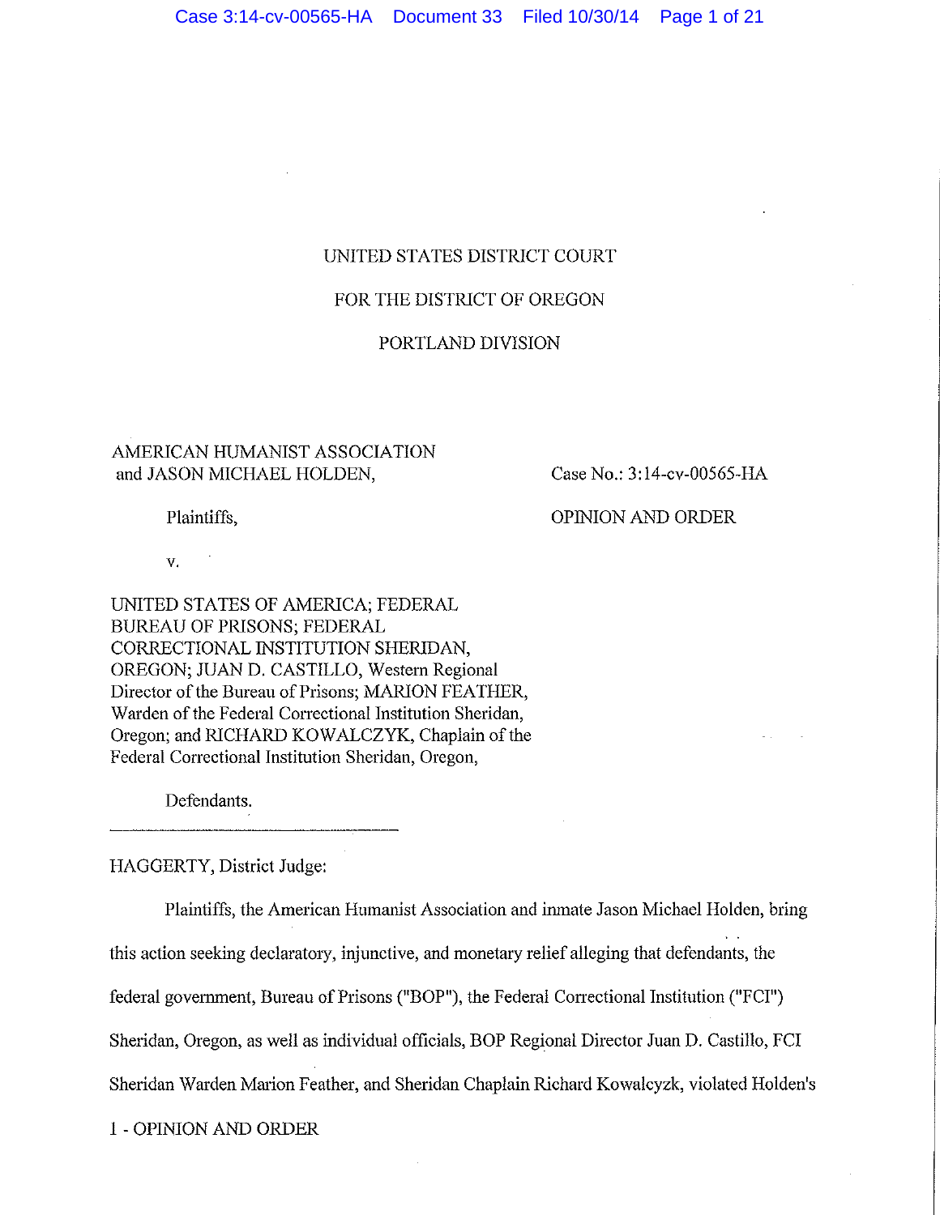UNITED STATES DISTRICT COURT

FOR THE DISTRICT OF OREGON

PORTLAND DIVISION

AMERICAN HUMANIST ASSOCIATION and JASON MICHAEL HOLDEN,

Plaintiffs,

v.

UNITED STATES OF AMERICA; FEDERAL BUREAU OF PRISONS; FEDERAL CORRECTIONAL INSTITUTION SHERIDAN, OREGON; JUAN D. CASTILLO, Western Regional Director of the Bureau of Prisons; MARION FEATHER, Warden of the Federal Correctional Institution Sheridan, Oregon; and RICHARD KOWALCZYK, Chaplain of the Federal Correctional Institution Sheridan, Oregon,

Defendants.

Case No.: 3:14-cv-00565-HA

OPINION AND ORDER

HAGGERTY, District Judge:

Plaintiffs, the American Humanist Association and inmate Jason Michael Holden, bring this action seeking declaratory, injunctive, and monetary relief alleging that defendants, the federal government, Bureau of Prisons ("BOP"), the Federal Correctional Institution ("FCI") Sheridan, Oregon, as well as individual officials, BOP Regional Director Juan D. Castillo, FCI Sheridan Warden Marion Feather, and Sheridan Chaplain Richard Kowalcyzk, violated Holden's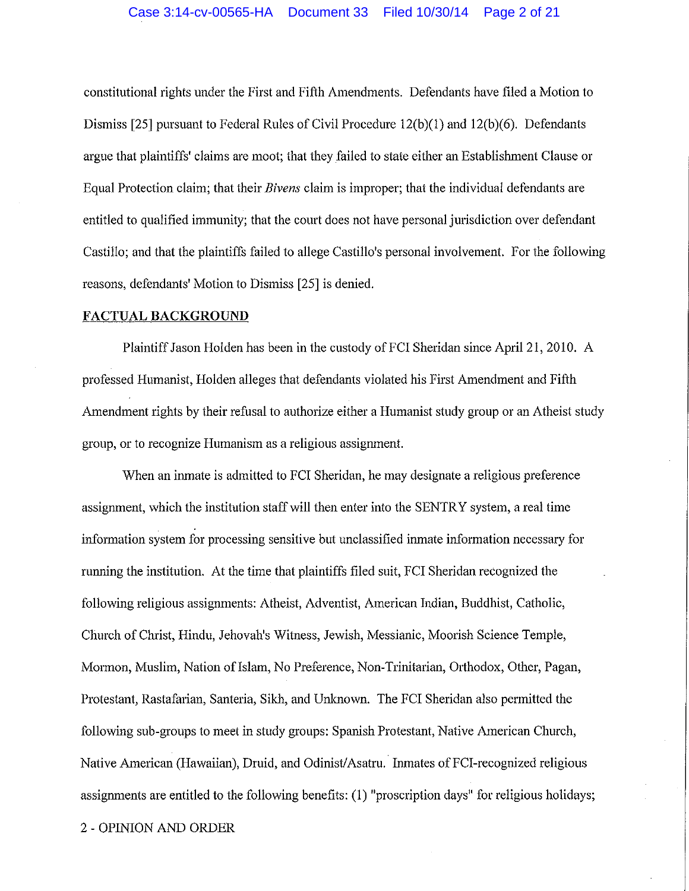constitutional rights under the First and Fifth Amendments. Defendants have filed a Motion to Dismiss [25] pursuant to Federal Rules of Civil Procedure 12(b)(1) and 12(b)(6). Defendants argue that plaintiffs' claims are moot; that they failed to state either an Establishment Clause or Equal Protection claim; that their *Bivens* claim is improper; that the individual defendants are entitled to qualified immunity; that the court does not have personal jurisdiction over defendant Castillo; and that the plaintiffs failed to allege Castillo's personal involvement. For the following reasons, defendants' Motion to Dismiss [25] is denied.

**FACTUAL BACKGROUND**

Plaintiff Jason Holden has been in the custody of FCI Sheridan since April 21, 2010. A professed Humanist, Holden alleges that defendants violated his First Amendment and Fifth Amendment rights by their refusal to authorize either a Humanist study group or an Atheist study group, or to recognize Humanism as a religious assignment.

When an inmate is admitted to FCI Sheridan, he may designate a religious preference assignment, which the institution staff will then enter into the SENTRY system, a real time information system for processing sensitive but unclassified inmate information necessary for running the institution. At the time that plaintiffs filed suit, FCI Sheridan recognized the following religious assignments: Atheist, Adventist, American Indian, Buddhist, Catholic, Church of Christ, Hindu, Jehovah's Witness, Jewish, Messianic, Moorish Science Temple, Mormon, Muslim, Nation of Islam, No Preference, Non-Trinitarian, Orthodox, Other, Pagan, Protestant, Rastafarian, Santeria, Sikh, and Unknown. The FCI Sheridan also permitted the following sub-groups to meet in study groups: Spanish Protestant, Native American Church, Native American (Hawaiian), Druid, and Odinist/Asatru. Inmates of FCI-recognized religious assignments are entitled to the following benefits: (1) "proscription days" for religious holidays;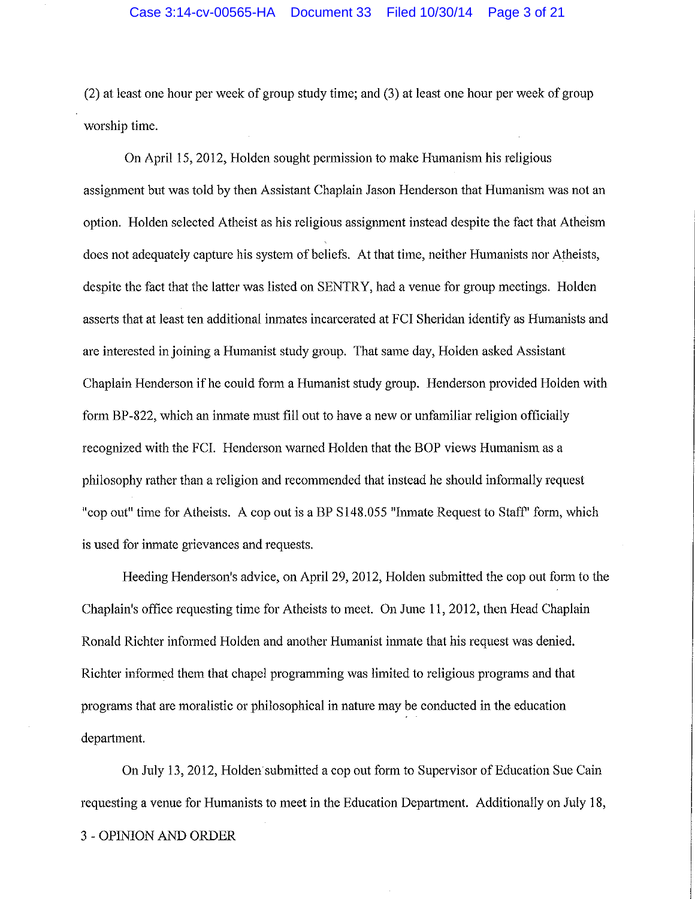(2) at least one hour per week of group study time; and (3) at least one hour per week of group worship time.

On April 15, 2012, Holden sought permission to make Humanism his religious assignment but was told by then Assistant Chaplain Jason Henderson that Humanism was not an option. Holden selected Atheist as his religious assignment instead despite the fact that Atheism does not adequately capture his system of beliefs. At that time, neither Humanists nor Atheists, despite the fact that the latter was listed on SENTRY, had a venue for group meetings. Holden asserts that at least ten additional inmates incarcerated at FCI Sheridan identify as Humanists and are interested in joining a Humanist study group. That same day, Holden asked Assistant Chaplain Henderson if he could form a Humanist study group. Henderson provided Holden with form BP-822, which an inmate must fill out to have a new or unfamiliar religion officially recognized with the FCI. Henderson warned Holden that the BOP views Humanism as a philosophy rather than a religion and recommended that instead he should informally request "cop out" time for Atheists. A cop out is a BP S148.055 "Inmate Request to Staff" form, which is used for inmate grievances and requests.

Heeding Henderson's advice, on April 29, 2012, Holden submitted the cop out form to the Chaplain's office requesting time for Atheists to meet. On June 11, 2012, then Head Chaplain Ronald Richter informed Holden and another Humanist inmate that his request was denied. Richter informed them that chapel programming was limited to religious programs and that programs that are moralistic or philosophical in nature may be conducted in the education department.

On July 13, 2012, Holden submitted a cop out form to Supervisor of Education Sue Cain requesting a venue for Humanists to meet in the Education Department. Additionally on July 18,

3 - OPINION AND ORDER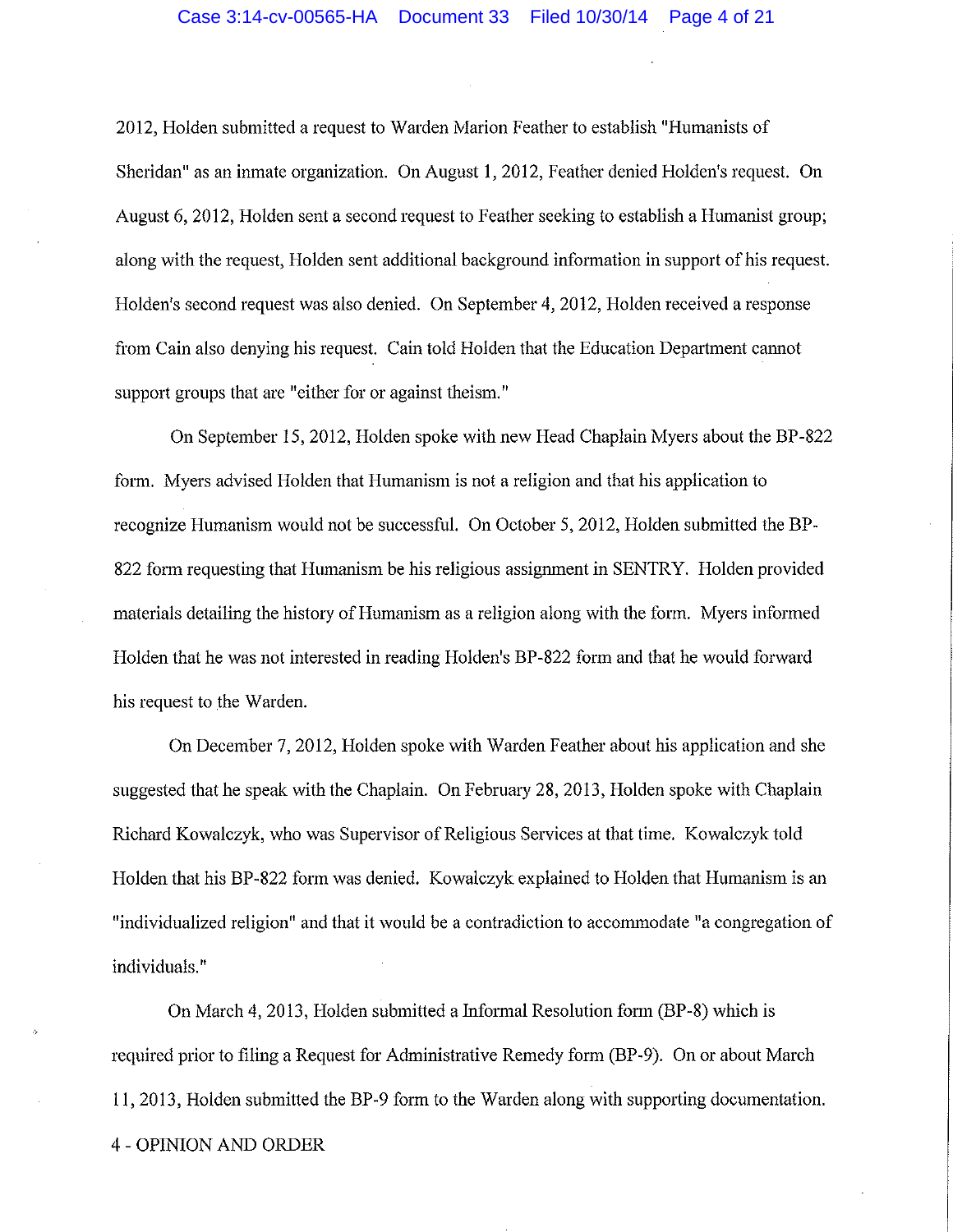2012, Holden submitted a request to Warden Marion Feather to establish "Humanists of Sheridan" as an inmate organization. On August 1, 2012, Feather denied Holden's request. On August 6, 2012, Holden sent a second request to Feather seeking to establish a Humanist group; along with the request, Holden sent additional background information in support of his request. Holden's second request was also denied. On September 4, 2012, Holden received a response from Cain also denying his request. Cain told Holden that the Education Department cannot support groups that are "either for or against theism."

On September 15, 2012, Holden spoke with new Head Chaplain Myers about the BP-822 form. Myers advised Holden that Humanism is not a religion and that his application to recognize Humanism would not be successful. On October 5, 2012, Holden submitted the BP-822 form requesting that Humanism be his religious assignment in SENTRY. Holden provided materials detailing the history of Humanism as a religion along with the form. Myers informed Holden that he was not interested in reading Holden's BP-822 form and that he would forward his request to the Warden.

On December 7, 2012, Holden spoke with Warden Feather about his application and she suggested that he speak with the Chaplain. On February 28, 2013, Holden spoke with Chaplain Richard Kowalczyk, who was Supervisor of Religious Services at that time. Kowalczyk told Holden that his BP-822 form was denied. Kowalczyk explained to Holden that Humanism is an "individualized religion" and that it would be a contradiction to accommodate "a congregation of individuals."

On March 4, 2013, Holden submitted a Informal Resolution form (BP-8) which is required prior to filing a Request for Administrative Remedy form (BP-9). On or about March 11, 2013, Holden submitted the BP-9 form to the Warden along with supporting documentation.

4 - OPINION AND ORDER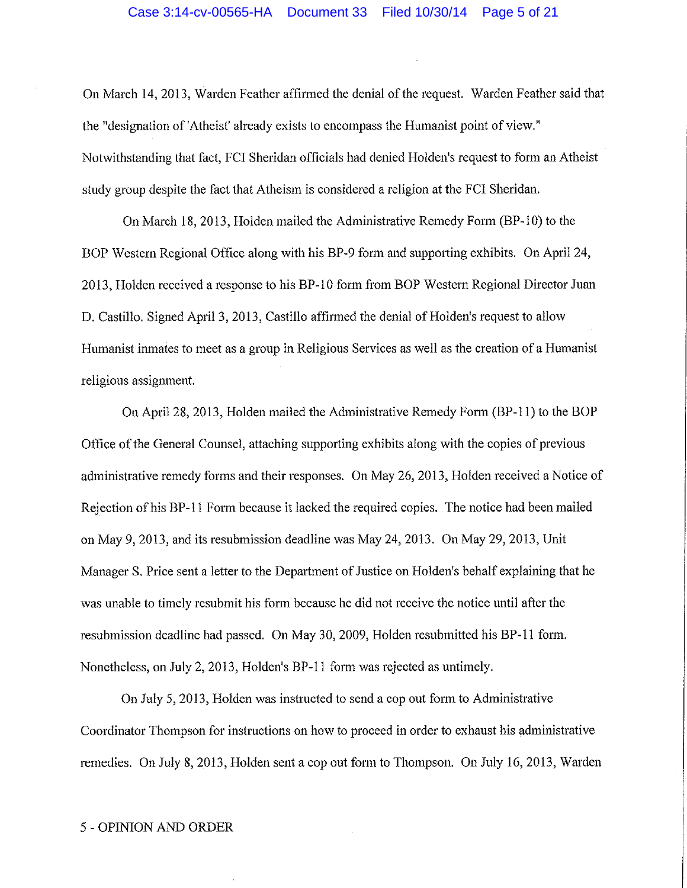On March 14, 2013, Warden Feather affirmed the denial of the request. Warden Feather said that the "designation of 'Atheist' already exists to encompass the Humanist point of view." Notwithstanding that fact, FCI Sheridan officials had denied Holden's request to form an Atheist study group despite the fact that Atheism is considered a religion at the FCI Sheridan.

On March 18, 2013, Holden mailed the Administrative Remedy Form (BP-10) to the BOP Western Regional Office along with his BP-9 form and supporting exhibits. On April 24, 2013, Holden received a response to his BP-10 form from BOP Western Regional Director Juan D. Castillo. Signed April 3, 2013, Castillo affirmed the denial of Holden's request to allow Humanist inmates to meet as a group in Religious Services as well as the creation of a Humanist religious assignment.

On April 28, 2013, Holden mailed the Administrative Remedy Form (BP-11) to the BOP Office of the General Counsel, attaching supporting exhibits along with the copies of previous administrative remedy forms and their responses. On May 26, 2013, Holden received a Notice of Rejection of his BP-11 Form because it lacked the required copies. The notice had been mailed on May 9, 2013, and its resubmission deadline was May 24, 2013. On May 29, 2013, Unit Manager S. Price sent a letter to the Department of Justice on Holden's behalf explaining that he was unable to timely resubmit his form because he did not receive the notice until after the resubmission deadline had passed. On May 30, 2009, Holden resubmitted his BP-11 form. Nonetheless, on July 2, 2013, Holden's BP-11 form was rejected as untimely.

On July 5, 2013, Holden was instructed to send a cop out form to Administrative Coordinator Thompson for instructions on how to proceed in order to exhaust his administrative remedies. On July 8, 2013, Holden sent a cop out form to Thompson. On July 16, 2013, Warden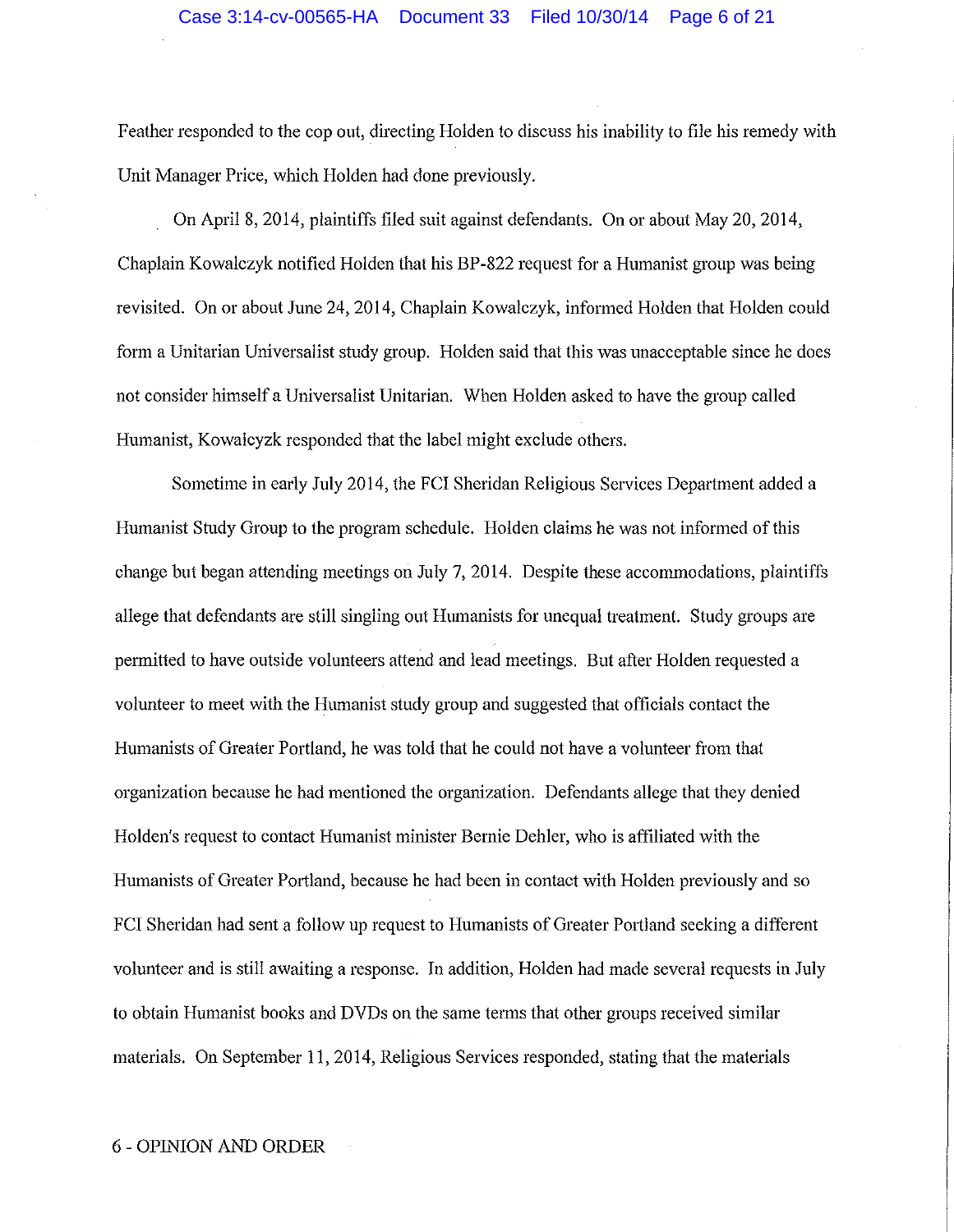Feather responded to the cop out, directing Holden to discuss his inability to file his remedy with Unit Manager Price, which Holden had done previously.

On April 8, 2014, plaintiffs filed suit against defendants. On or about May 20, 2014, Chaplain Kowalczyk notified Holden that his BP-822 request for a Humanist group was being revisited. On or about June 24, 2014, Chaplain Kowalczyk, informed Holden that Holden could form a Unitarian Universalist study group. Holden said that this was unacceptable since he does not consider himself a Universalist Unitarian. When Holden asked to have the group called Humanist, Kowalcyzk responded that the label might exclude others.

Sometime in early July 2014, the FCI Sheridan Religious Services Department added a Humanist Study Group to the program schedule. Holden claims he was not informed of this change but began attending meetings on July 7, 2014. Despite these accommodations, plaintiffs allege that defendants are still singling out Humanists for unequal treatment. Study groups are permitted to have outside volunteers attend and lead meetings. But after Holden requested a volunteer to meet with the Humanist study group and suggested that officials contact the Humanists of Greater Portland, he was told that he could not have a volunteer from that organization because he had mentioned the organization. Defendants allege that they denied Holden's request to contact Humanist minister Bernie Dehler, who is affiliated with the Humanists of Greater Portland, because he had been in contact with Holden previously and so FCI Sheridan had sent a follow up request to Humanists of Greater Portland seeking a different volunteer and is still awaiting a response. In addition, Holden had made several requests in July to obtain Humanist books and DVDs on the same terms that other groups received similar materials. On September 11, 2014, Religious Services responded, stating that the materials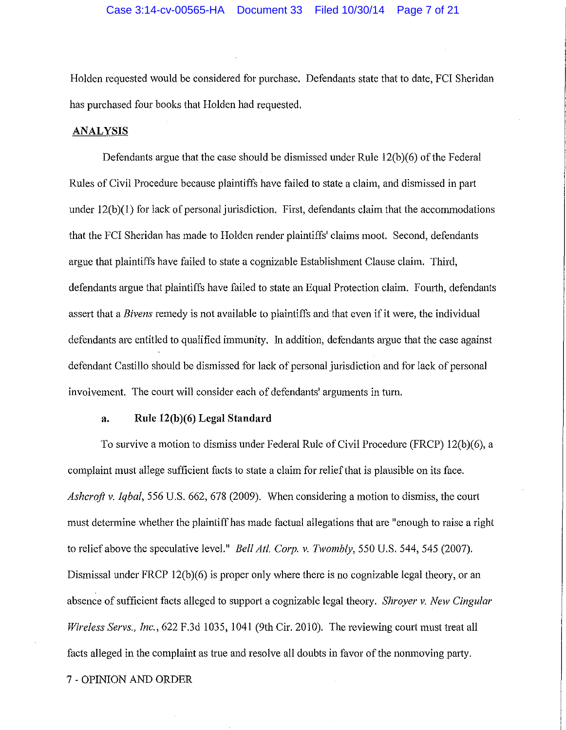Holden requested would be considered for purchase. Defendants state that to date, FCI Sheridan has purchased four books that Holden had requested.

**ANALYSIS**

Defendants argue that the case should be dismissed under Rule 12(b)(6) of the Federal Rules of Civil Procedure because plaintiffs have failed to state a claim, and dismissed in part under 12(b)(1) for lack of personal jurisdiction. First, defendants claim that the accommodations that the FCI Sheridan has made to Holden render plaintiffs' claims moot. Second, defendants argue that plaintiffs have failed to state a cognizable Establishment Clause claim. Third, defendants argue that plaintiffs have failed to state an Equal Protection claim. Fourth, defendants assert that a *Bivens* remedy is not available to plaintiffs and that even if it were, the individual defendants are entitled to qualified immunity. In addition, defendants argue that the case against defendant Castillo should be dismissed for lack of personal jurisdiction and for lack of personal involvement. The court will consider each of defendants' arguments in turn.

**a. Rule 12(b)(6) Legal Standard**

To survive a motion to dismiss under Federal Rule of Civil Procedure (FRCP) 12(b)(6), a complaint must allege sufficient facts to state a claim for relief that is plausible on its face. *Ashcroft v. Iqbal*, 556 U.S. 662, 678 (2009). When considering a motion to dismiss, the court must determine whether the plaintiff has made factual allegations that are "enough to raise a right to relief above the speculative level." *Bell Atl. Corp. v. Twombly*, 550 U.S. 544, 545 (2007). Dismissal under FRCP 12(b)(6) is proper only where there is no cognizable legal theory, or an absence of sufficient facts alleged to support a cognizable legal theory. *Shroyer v. New Cingular Wireless Servs., Inc.*, 622 F.3d 1035, 1041 (9th Cir. 2010). The reviewing court must treat all facts alleged in the complaint as true and resolve all doubts in favor of the nonmoving party.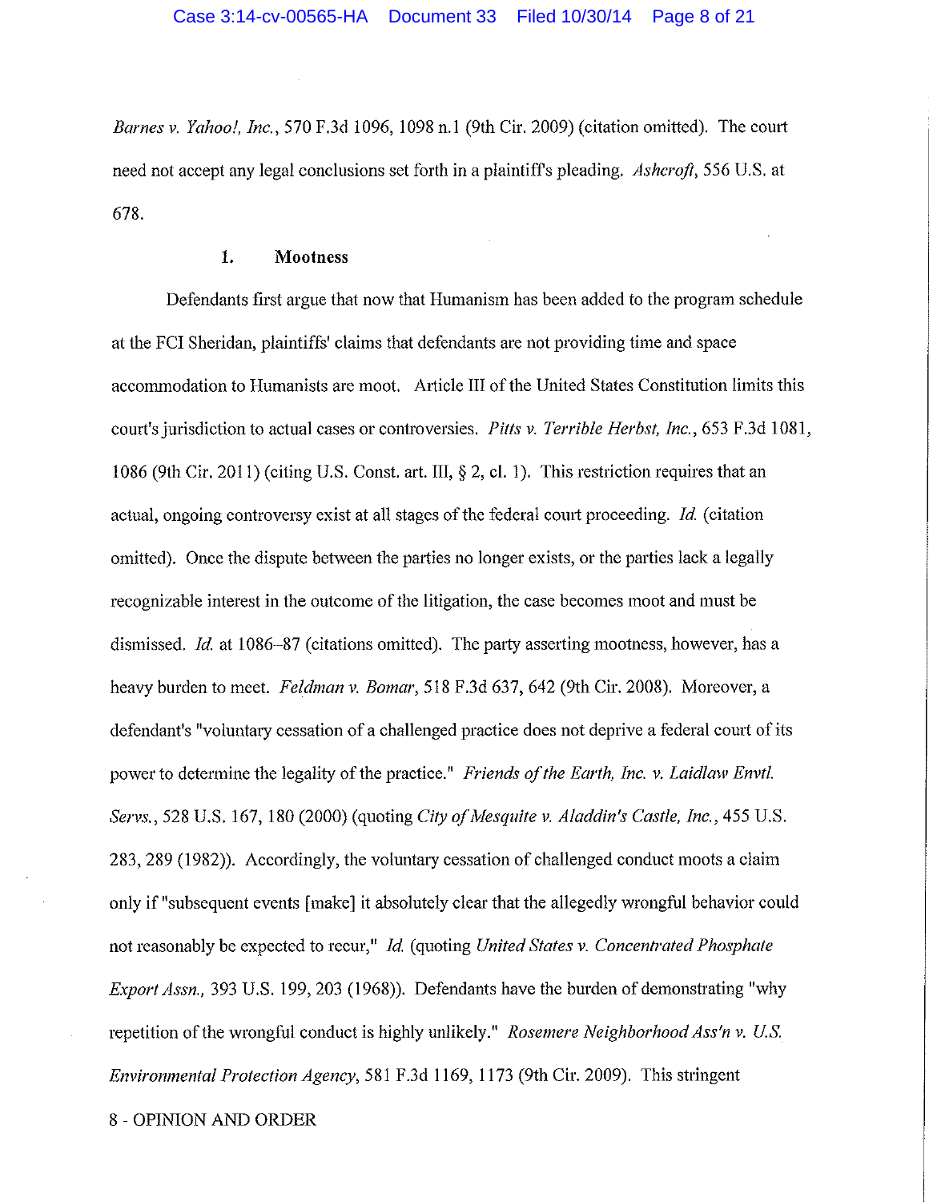*Barnes v. Yahoo!, Inc.*, 570 F.3d 1096, 1098 n.1 (9th Cir. 2009) (citation omitted). The court need not accept any legal conclusions set forth in a plaintiff's pleading. *Ashcroft*, 556 U.S. at 678.

### 1. Mootness

Defendants first argue that now that Humanism has been added to the program schedule at the FCI Sheridan, plaintiffs' claims that defendants are not providing time and space accommodation to Humanists are moot. Article III of the United States Constitution limits this court's jurisdiction to actual cases or controversies. *Pitts v. Terrible Herbst, Inc.*, 653 F.3d 1081, 1086 (9th Cir. 2011) (citing U.S. Const. art. III, § 2, cl. 1). This restriction requires that an actual, ongoing controversy exist at all stages of the federal court proceeding. *Id.* (citation omitted). Once the dispute between the parties no longer exists, or the parties lack a legally recognizable interest in the outcome of the litigation, the case becomes moot and must be dismissed. *Id.* at 1086–87 (citations omitted). The party asserting mootness, however, has a heavy burden to meet. *Feldman v. Bomar*, 518 F.3d 637, 642 (9th Cir. 2008). Moreover, a defendant's "voluntary cessation of a challenged practice does not deprive a federal court of its power to determine the legality of the practice." *Friends of the Earth, Inc. v. Laidlaw Envtl. Servs.*, 528 U.S. 167, 180 (2000) (quoting *City of Mesquite v. Aladdin's Castle, Inc.*, 455 U.S. 283, 289 (1982)). Accordingly, the voluntary cessation of challenged conduct moots a claim only if "subsequent events [make] it absolutely clear that the allegedly wrongful behavior could not reasonably be expected to recur," *Id.* (quoting *United States v. Concentrated Phosphate Export Assn.*, 393 U.S. 199, 203 (1968)). Defendants have the burden of demonstrating "why repetition of the wrongful conduct is highly unlikely." *Rosemere Neighborhood Ass'n v. U.S. Environmental Protection Agency*, 581 F.3d 1169, 1173 (9th Cir. 2009). This stringent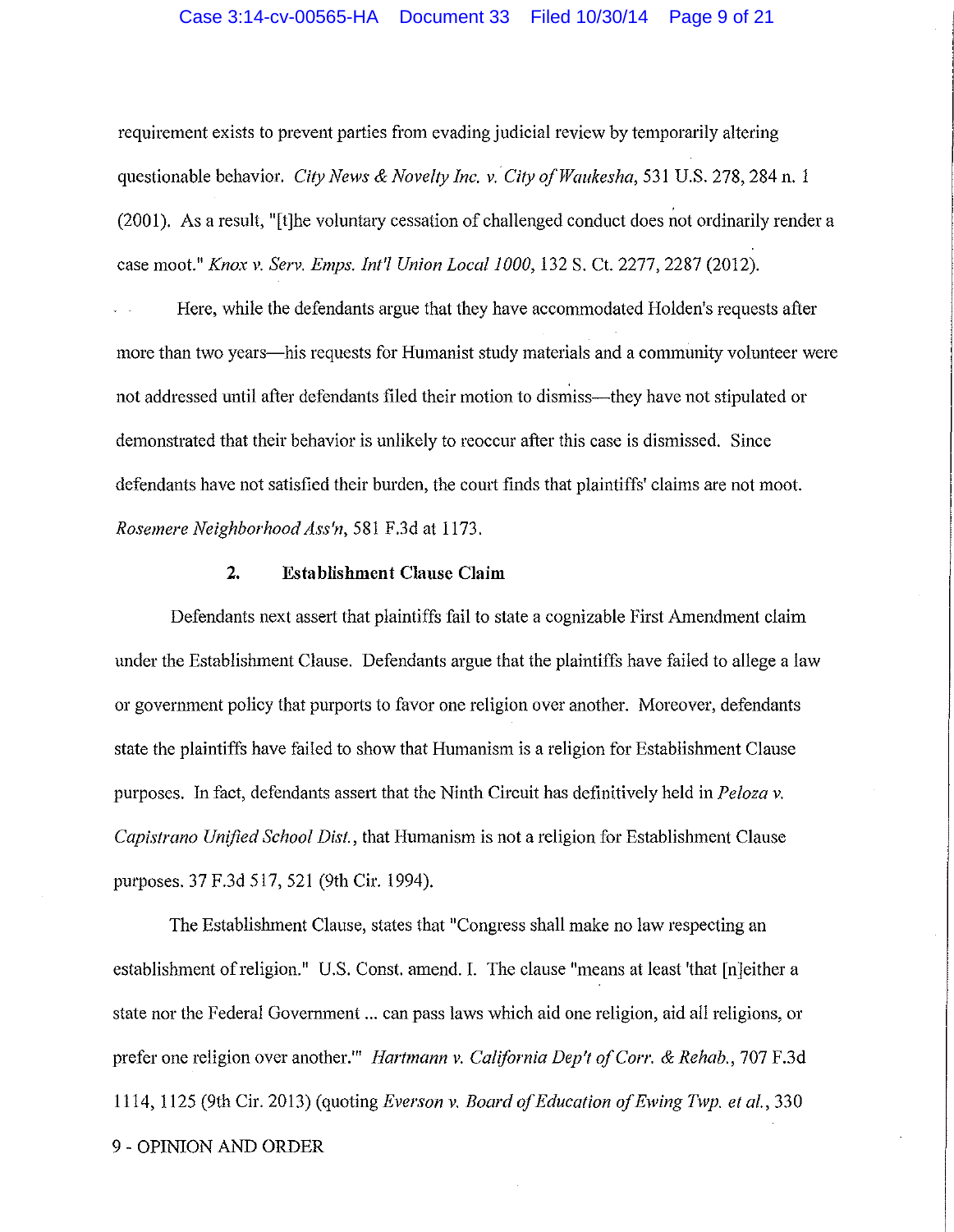requirement exists to prevent parties from evading judicial review by temporarily altering questionable behavior. *City News & Novelty Inc. v. City of Waukesha*, 531 U.S. 278, 284 n. 1 (2001). As a result, "[t]he voluntary cessation of challenged conduct does not ordinarily render a case moot." *Knox v. Serv. Emps. Int'l Union Local 1000*, 132 S. Ct. 2277, 2287 (2012).

Here, while the defendants argue that they have accommodated Holden's requests after more than two years—his requests for Humanist study materials and a community volunteer were not addressed until after defendants filed their motion to dismiss—they have not stipulated or demonstrated that their behavior is unlikely to reoccur after this case is dismissed. Since defendants have not satisfied their burden, the court finds that plaintiffs' claims are not moot. *Rosemere Neighborhood Ass'n*, 581 F.3d at 1173.

**2. Establishment Clause Claim**

Defendants next assert that plaintiffs fail to state a cognizable First Amendment claim under the Establishment Clause. Defendants argue that the plaintiffs have failed to allege a law or government policy that purports to favor one religion over another. Moreover, defendants state the plaintiffs have failed to show that Humanism is a religion for Establishment Clause purposes. In fact, defendants assert that the Ninth Circuit has definitively held in *Peloza v. Capistrano Unified School Dist.*, that Humanism is not a religion for Establishment Clause purposes. 37 F.3d 517, 521 (9th Cir. 1994).

The Establishment Clause, states that "Congress shall make no law respecting an establishment of religion." U.S. Const. amend. I. The clause "means at least 'that [n]either a state nor the Federal Government ... can pass laws which aid one religion, aid all religions, or prefer one religion over another.'" *Hartmann v. California Dep't of Corr. & Rehab.*, 707 F.3d 1114, 1125 (9th Cir. 2013) (quoting *Everson v. Board of Education of Ewing Twp. et al.*, 330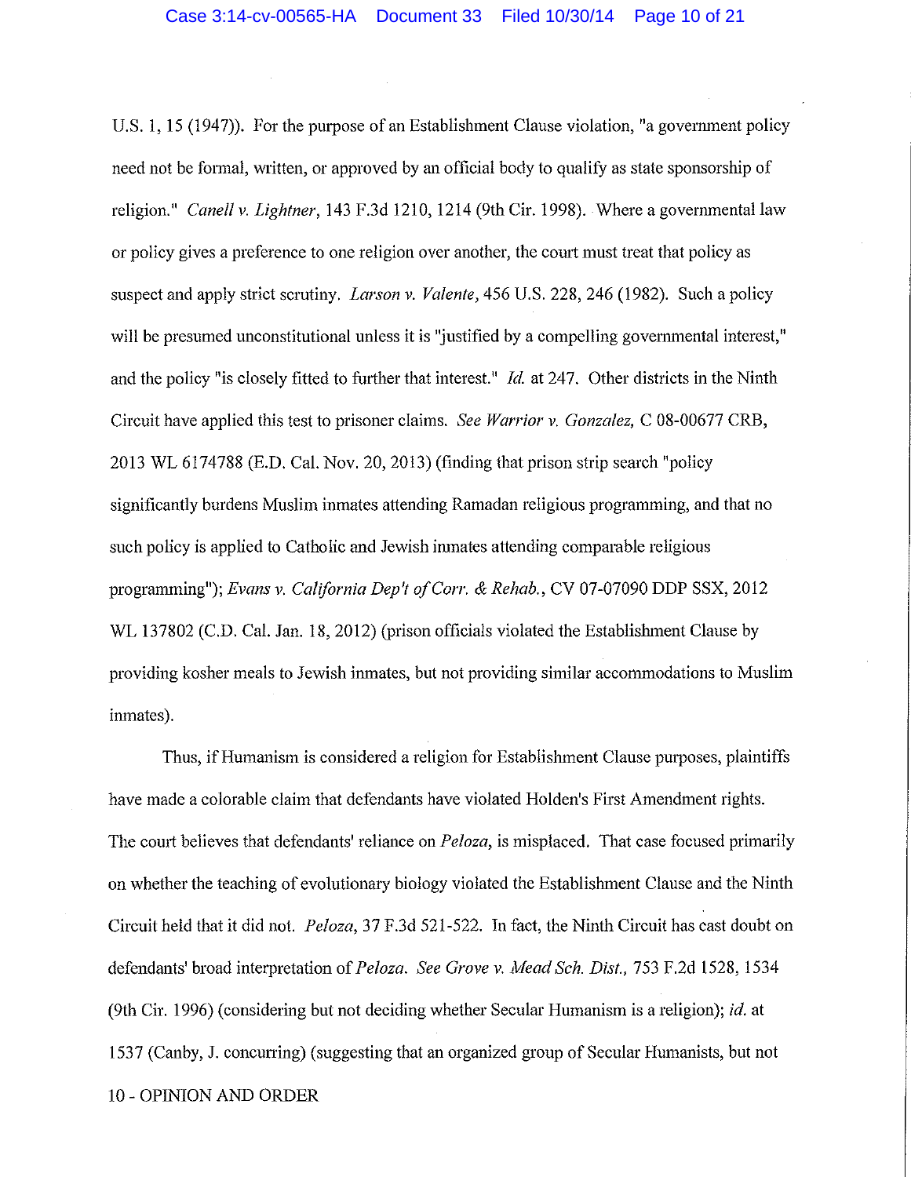U.S. 1, 15 (1947)). For the purpose of an Establishment Clause violation, "a government policy need not be formal, written, or approved by an official body to qualify as state sponsorship of religion." *Canell v. Lightner*, 143 F.3d 1210, 1214 (9th Cir. 1998). Where a governmental law or policy gives a preference to one religion over another, the court must treat that policy as suspect and apply strict scrutiny. *Larson v. Valente*, 456 U.S. 228, 246 (1982). Such a policy will be presumed unconstitutional unless it is "justified by a compelling governmental interest," and the policy "is closely fitted to further that interest." *Id.* at 247. Other districts in the Ninth Circuit have applied this test to prisoner claims. *See Warrior v. Gonzalez,* C 08-00677 CRB, 2013 WL 6174788 (E.D. Cal. Nov. 20, 2013) (finding that prison strip search "policy significantly burdens Muslim inmates attending Ramadan religious programming, and that no such policy is applied to Catholic and Jewish inmates attending comparable religious programming"); *Evans v. California Dep't of Corr. & Rehab.*, CV 07-07090 DDP SSX, 2012 WL 137802 (C.D. Cal. Jan. 18, 2012) (prison officials violated the Establishment Clause by providing kosher meals to Jewish inmates, but not providing similar accommodations to Muslim inmates).

Thus, if Humanism is considered a religion for Establishment Clause purposes, plaintiffs have made a colorable claim that defendants have violated Holden's First Amendment rights. The court believes that defendants' reliance on *Peloza*, is misplaced. That case focused primarily on whether the teaching of evolutionary biology violated the Establishment Clause and the Ninth Circuit held that it did not. *Peloza*, 37 F.3d 521-522. In fact, the Ninth Circuit has cast doubt on defendants' broad interpretation of *Peloza*. *See Grove v. Mead Sch. Dist.*, 753 F.2d 1528, 1534 (9th Cir. 1996) (considering but not deciding whether Secular Humanism is a religion); *id.* at 1537 (Canby, J. concurring) (suggesting that an organized group of Secular Humanists, but not

10 - OPINION AND ORDER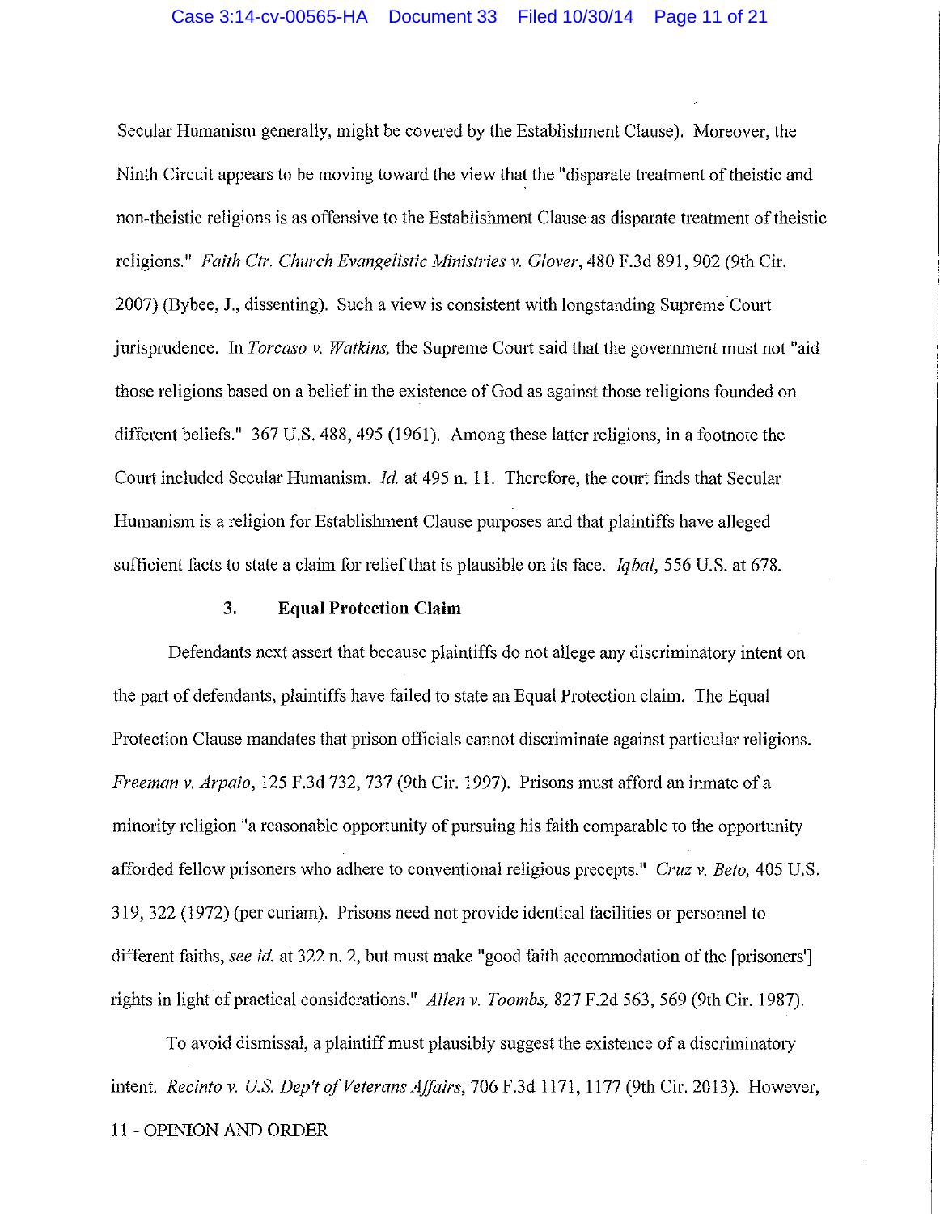Secular Humanism generally, might be covered by the Establishment Clause). Moreover, the Ninth Circuit appears to be moving toward the view that the "disparate treatment of theistic and non-theistic religions is as offensive to the Establishment Clause as disparate treatment of theistic religions." *Faith Ctr. Church Evangelistic Ministries v. Glover*, 480 F.3d 891, 902 (9th Cir. 2007) (Bybee, J., dissenting). Such a view is consistent with longstanding Supreme Court jurisprudence. In *Torcaso v. Watkins,* the Supreme Court said that the government must not "aid those religions based on a belief in the existence of God as against those religions founded on different beliefs." 367 U.S. 488, 495 (1961). Among these latter religions, in a footnote the Court included Secular Humanism. *Id.* at 495 n. 11. Therefore, the court finds that Secular Humanism is a religion for Establishment Clause purposes and that plaintiffs have alleged sufficient facts to state a claim for relief that is plausible on its face. *Iqbal*, 556 U.S. at 678.

### 3. Equal Protection Claim

Defendants next assert that because plaintiffs do not allege any discriminatory intent on the part of defendants, plaintiffs have failed to state an Equal Protection claim. The Equal Protection Clause mandates that prison officials cannot discriminate against particular religions. *Freeman v. Arpaio*, 125 F.3d 732, 737 (9th Cir. 1997). Prisons must afford an inmate of a minority religion "a reasonable opportunity of pursuing his faith comparable to the opportunity afforded fellow prisoners who adhere to conventional religious precepts." *Cruz v. Beto,* 405 U.S. 319, 322 (1972) (per curiam). Prisons need not provide identical facilities or personnel to different faiths, *see id.* at 322 n. 2, but must make "good faith accommodation of the [prisoners'] rights in light of practical considerations." *Allen v. Toombs,* 827 F.2d 563, 569 (9th Cir. 1987).

To avoid dismissal, a plaintiff must plausibly suggest the existence of a discriminatory intent. *Recinto v. U.S. Dep't of Veterans Affairs*, 706 F.3d 1171, 1177 (9th Cir. 2013). However,

11 - OPINION AND ORDER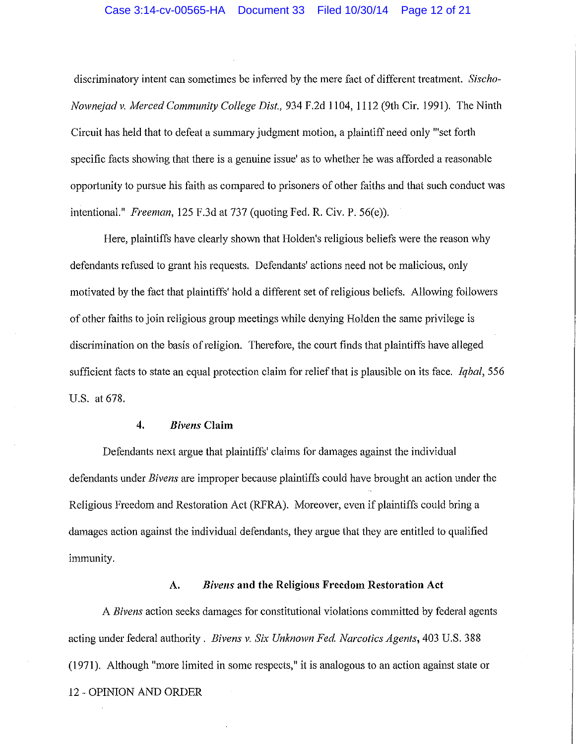discriminatory intent can sometimes be inferred by the mere fact of different treatment. *Sischo-Nownejad v. Merced Community College Dist.*, 934 F.2d 1104, 1112 (9th Cir. 1991). The Ninth Circuit has held that to defeat a summary judgment motion, a plaintiff need only "'set forth specific facts showing that there is a genuine issue' as to whether he was afforded a reasonable opportunity to pursue his faith as compared to prisoners of other faiths and that such conduct was intentional." *Freeman*, 125 F.3d at 737 (quoting Fed. R. Civ. P. 56(e)).

Here, plaintiffs have clearly shown that Holden's religious beliefs were the reason why defendants refused to grant his requests. Defendants' actions need not be malicious, only motivated by the fact that plaintiffs' hold a different set of religious beliefs. Allowing followers of other faiths to join religious group meetings while denying Holden the same privilege is discrimination on the basis of religion. Therefore, the court finds that plaintiffs have alleged sufficient facts to state an equal protection claim for relief that is plausible on its face. *Iqbal*, 556 U.S. at 678.

#### 4. *Bivens* Claim

Defendants next argue that plaintiffs' claims for damages against the individual defendants under *Bivens* are improper because plaintiffs could have brought an action under the Religious Freedom and Restoration Act (RFRA). Moreover, even if plaintiffs could bring a damages action against the individual defendants, they argue that they are entitled to qualified immunity.

##### A. *Bivens* and the Religious Freedom Restoration Act

A *Bivens* action seeks damages for constitutional violations committed by federal agents acting under federal authority. *Bivens v. Six Unknown Fed. Narcotics Agents*, 403 U.S. 388 (1971). Although "more limited in some respects," it is analogous to an action against state or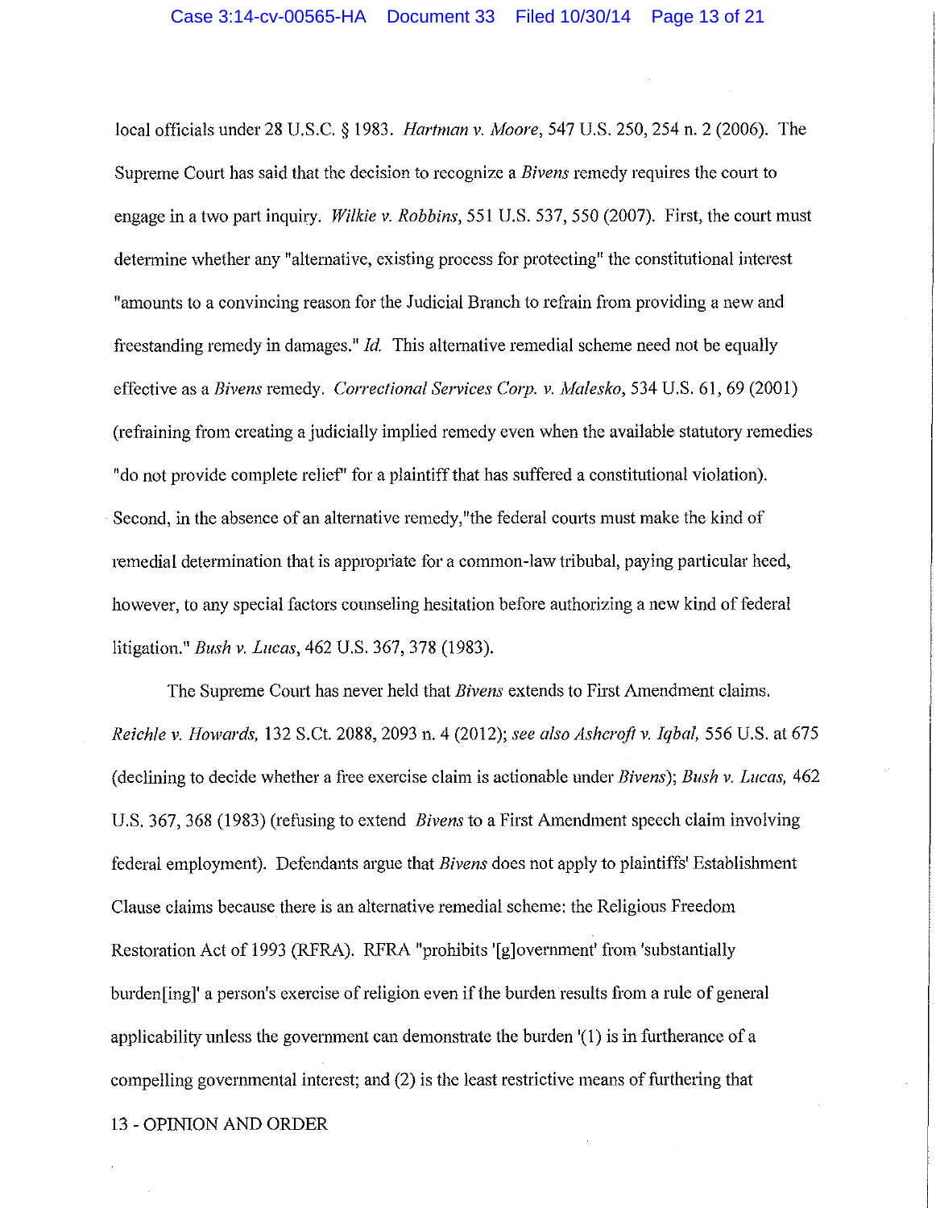local officials under 28 U.S.C. § 1983. *Hartman v. Moore*, 547 U.S. 250, 254 n. 2 (2006). The Supreme Court has said that the decision to recognize a *Bivens* remedy requires the court to engage in a two part inquiry. *Wilkie v. Robbins*, 551 U.S. 537, 550 (2007). First, the court must determine whether any "alternative, existing process for protecting" the constitutional interest "amounts to a convincing reason for the Judicial Branch to refrain from providing a new and freestanding remedy in damages." *Id.* This alternative remedial scheme need not be equally effective as a *Bivens* remedy. *Correctional Services Corp. v. Malesko*, 534 U.S. 61, 69 (2001) (refraining from creating a judicially implied remedy even when the available statutory remedies "do not provide complete relief" for a plaintiff that has suffered a constitutional violation). Second, in the absence of an alternative remedy,"the federal courts must make the kind of remedial determination that is appropriate for a common-law tribubal, paying particular heed, however, to any special factors counseling hesitation before authorizing a new kind of federal litigation." *Bush v. Lucas*, 462 U.S. 367, 378 (1983).

The Supreme Court has never held that *Bivens* extends to First Amendment claims. *Reichle v. Howards,* 132 S.Ct. 2088, 2093 n. 4 (2012); *see also Ashcroft v. Iqbal,* 556 U.S. at 675 (declining to decide whether a free exercise claim is actionable under *Bivens*); *Bush v. Lucas,* 462 U.S. 367, 368 (1983) (refusing to extend *Bivens* to a First Amendment speech claim involving federal employment). Defendants argue that *Bivens* does not apply to plaintiffs' Establishment Clause claims because there is an alternative remedial scheme: the Religious Freedom Restoration Act of 1993 (RFRA). RFRA "prohibits '[g]overnment' from 'substantially burden[ing]' a person's exercise of religion even if the burden results from a rule of general applicability unless the government can demonstrate the burden '(1) is in furtherance of a compelling governmental interest; and (2) is the least restrictive means of furthering that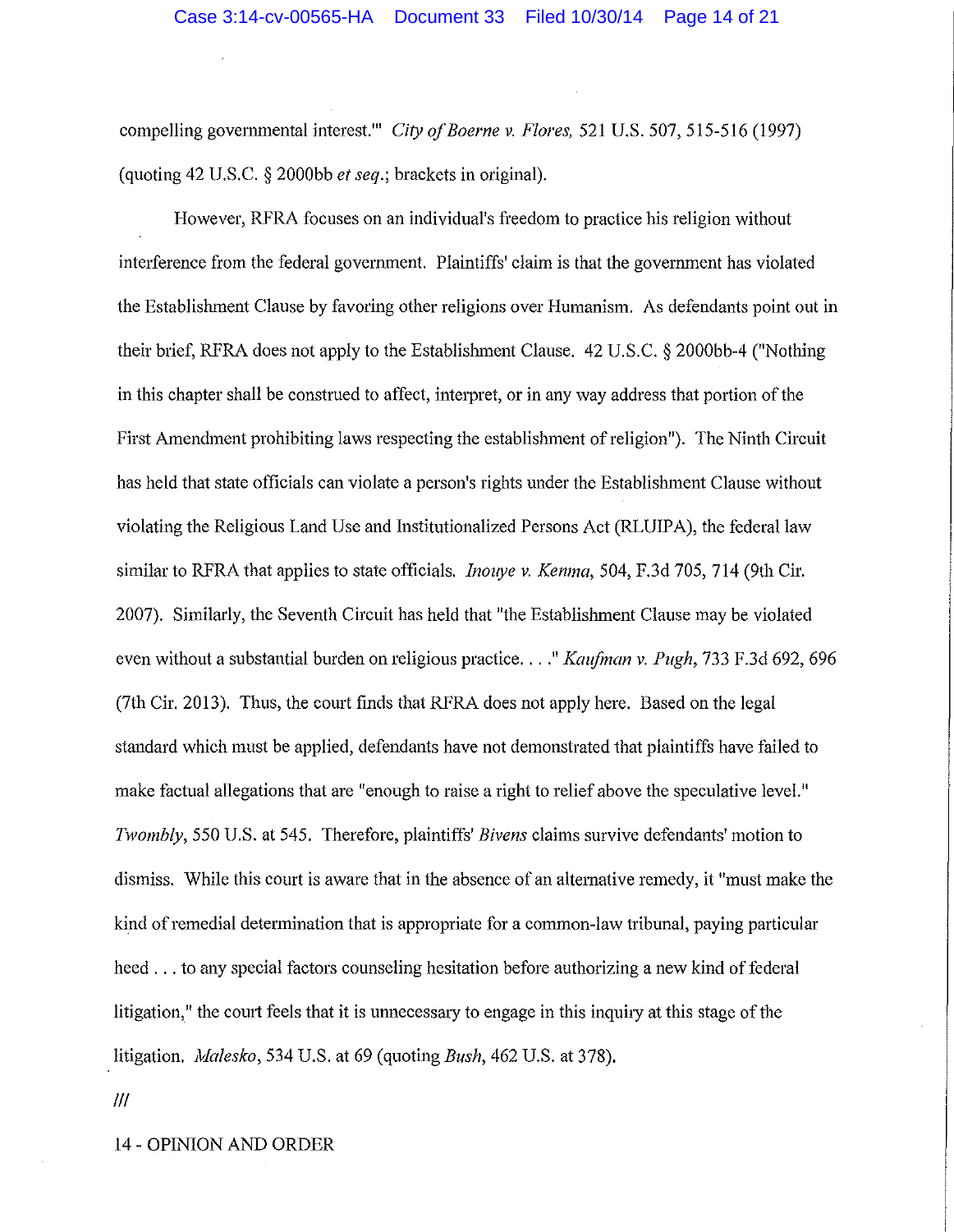compelling governmental interest.'" *City of Boerne v. Flores,* 521 U.S. 507, 515-516 (1997) (quoting 42 U.S.C. § 2000bb *et seq.*; brackets in original).

However, RFRA focuses on an individual's freedom to practice his religion without interference from the federal government. Plaintiffs' claim is that the government has violated the Establishment Clause by favoring other religions over Humanism. As defendants point out in their brief, RFRA does not apply to the Establishment Clause. 42 U.S.C. § 2000bb-4 ("Nothing in this chapter shall be construed to affect, interpret, or in any way address that portion of the First Amendment prohibiting laws respecting the establishment of religion"). The Ninth Circuit has held that state officials can violate a person's rights under the Establishment Clause without violating the Religious Land Use and Institutionalized Persons Act (RLUIPA), the federal law similar to RFRA that applies to state officials. *Inouye v. Kemna*, 504, F.3d 705, 714 (9th Cir. 2007). Similarly, the Seventh Circuit has held that "the Establishment Clause may be violated even without a substantial burden on religious practice. . . ." *Kaufman v. Pugh*, 733 F.3d 692, 696 (7th Cir. 2013). Thus, the court finds that RFRA does not apply here. Based on the legal standard which must be applied, defendants have not demonstrated that plaintiffs have failed to make factual allegations that are "enough to raise a right to relief above the speculative level." *Twombly*, 550 U.S. at 545. Therefore, plaintiffs' *Bivens* claims survive defendants' motion to dismiss. While this court is aware that in the absence of an alternative remedy, it "must make the kind of remedial determination that is appropriate for a common-law tribunal, paying particular heed . . . to any special factors counseling hesitation before authorizing a new kind of federal litigation," the court feels that it is unnecessary to engage in this inquiry at this stage of the litigation. *Malesko*, 534 U.S. at 69 (quoting *Bush*, 462 U.S. at 378).

///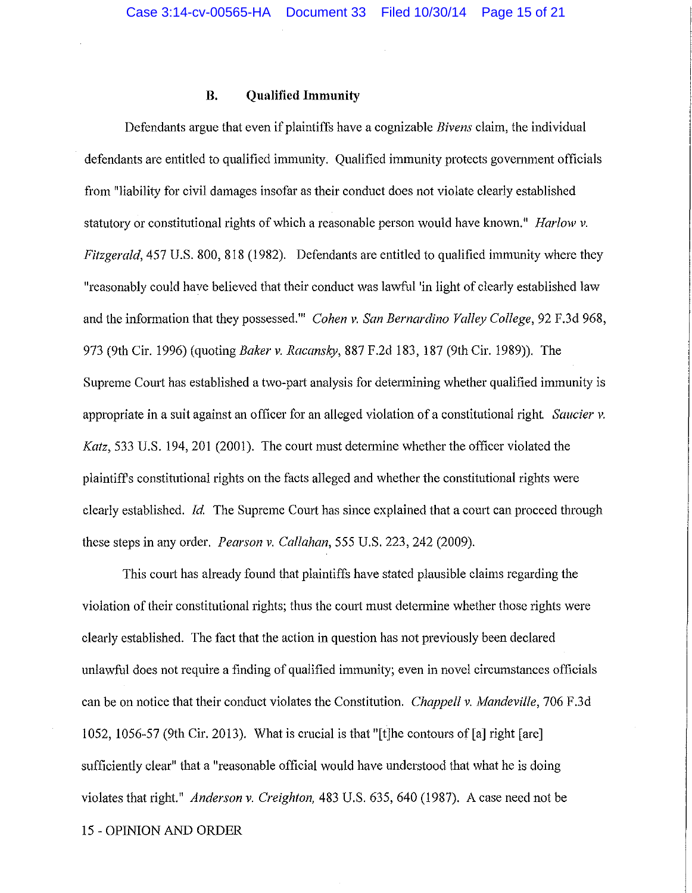### B. Qualified Immunity

Defendants argue that even if plaintiffs have a cognizable *Bivens* claim, the individual defendants are entitled to qualified immunity. Qualified immunity protects government officials from "liability for civil damages insofar as their conduct does not violate clearly established statutory or constitutional rights of which a reasonable person would have known." *Harlow v. Fitzgerald*, 457 U.S. 800, 818 (1982). Defendants are entitled to qualified immunity where they "reasonably could have believed that their conduct was lawful 'in light of clearly established law and the information that they possessed.'" *Cohen v. San Bernardino Valley College*, 92 F.3d 968, 973 (9th Cir. 1996) (quoting *Baker v. Racansky*, 887 F.2d 183, 187 (9th Cir. 1989)). The Supreme Court has established a two-part analysis for determining whether qualified immunity is appropriate in a suit against an officer for an alleged violation of a constitutional right. *Saucier v. Katz*, 533 U.S. 194, 201 (2001). The court must determine whether the officer violated the plaintiff's constitutional rights on the facts alleged and whether the constitutional rights were clearly established. *Id.* The Supreme Court has since explained that a court can proceed through these steps in any order. *Pearson v. Callahan*, 555 U.S. 223, 242 (2009).

This court has already found that plaintiffs have stated plausible claims regarding the violation of their constitutional rights; thus the court must determine whether those rights were clearly established. The fact that the action in question has not previously been declared unlawful does not require a finding of qualified immunity; even in novel circumstances officials can be on notice that their conduct violates the Constitution. *Chappell v. Mandeville*, 706 F.3d 1052, 1056-57 (9th Cir. 2013). What is crucial is that "[t]he contours of [a] right [are] sufficiently clear" that a "reasonable official would have understood that what he is doing violates that right." *Anderson v. Creighton*, 483 U.S. 635, 640 (1987). A case need not be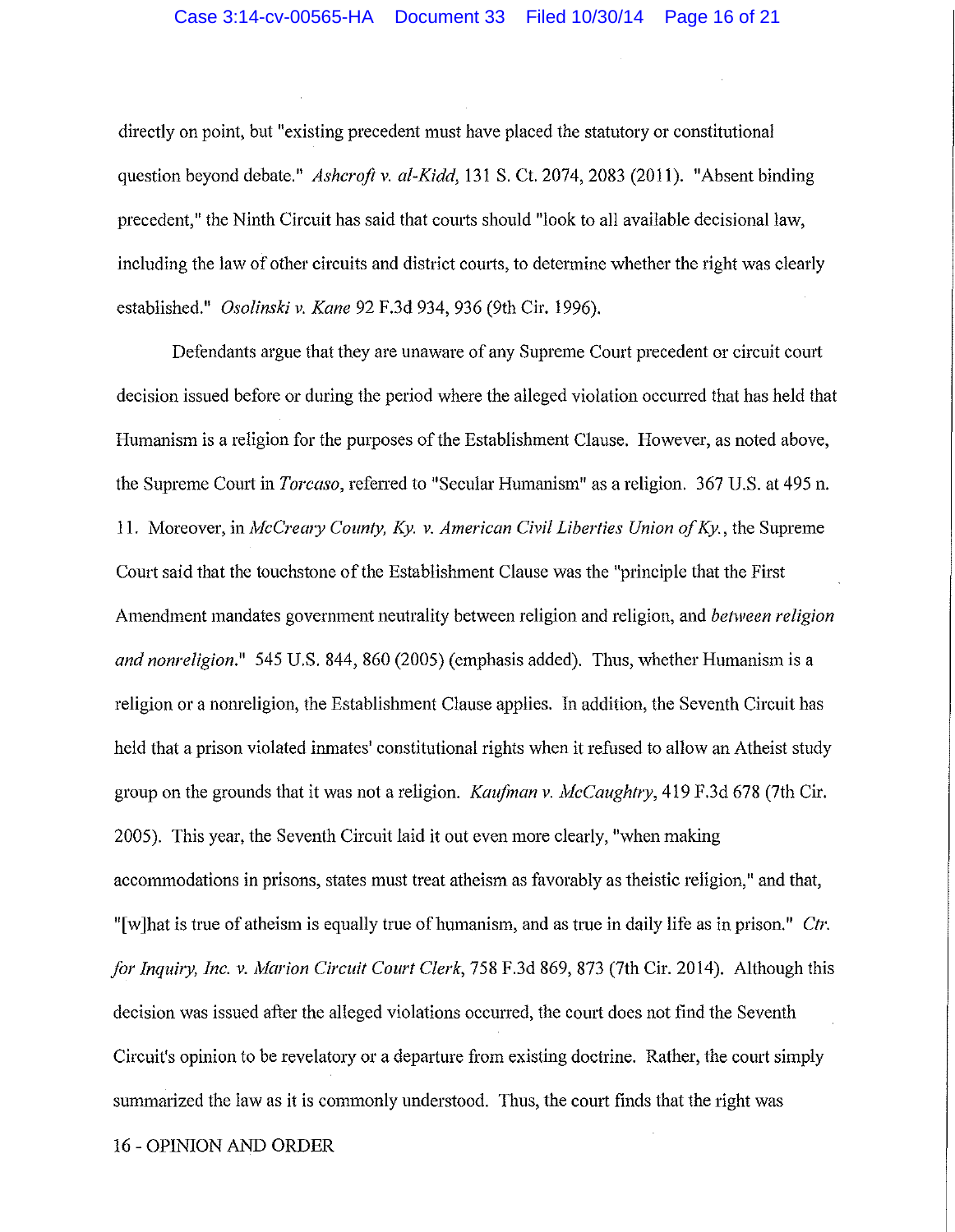directly on point, but "existing precedent must have placed the statutory or constitutional question beyond debate." *Ashcroft v. al-Kidd*, 131 S. Ct. 2074, 2083 (2011). "Absent binding precedent," the Ninth Circuit has said that courts should "look to all available decisional law, including the law of other circuits and district courts, to determine whether the right was clearly established." *Osolinski v. Kane* 92 F.3d 934, 936 (9th Cir. 1996).

Defendants argue that they are unaware of any Supreme Court precedent or circuit court decision issued before or during the period where the alleged violation occurred that has held that Humanism is a religion for the purposes of the Establishment Clause. However, as noted above, the Supreme Court in *Torcaso*, referred to "Secular Humanism" as a religion. 367 U.S. at 495 n. 11. Moreover, in *McCreary County, Ky. v. American Civil Liberties Union of Ky.*, the Supreme Court said that the touchstone of the Establishment Clause was the "principle that the First Amendment mandates government neutrality between religion and religion, and *between religion and nonreligion*." 545 U.S. 844, 860 (2005) (emphasis added). Thus, whether Humanism is a religion or a nonreligion, the Establishment Clause applies. In addition, the Seventh Circuit has held that a prison violated inmates' constitutional rights when it refused to allow an Atheist study group on the grounds that it was not a religion. *Kaufman v. McCaughtry*, 419 F.3d 678 (7th Cir. 2005). This year, the Seventh Circuit laid it out even more clearly, "when making accommodations in prisons, states must treat atheism as favorably as theistic religion," and that, "[w]hat is true of atheism is equally true of humanism, and as true in daily life as in prison." *Ctr. for Inquiry, Inc. v. Marion Circuit Court Clerk*, 758 F.3d 869, 873 (7th Cir. 2014). Although this decision was issued after the alleged violations occurred, the court does not find the Seventh Circuit's opinion to be revelatory or a departure from existing doctrine. Rather, the court simply summarized the law as it is commonly understood. Thus, the court finds that the right was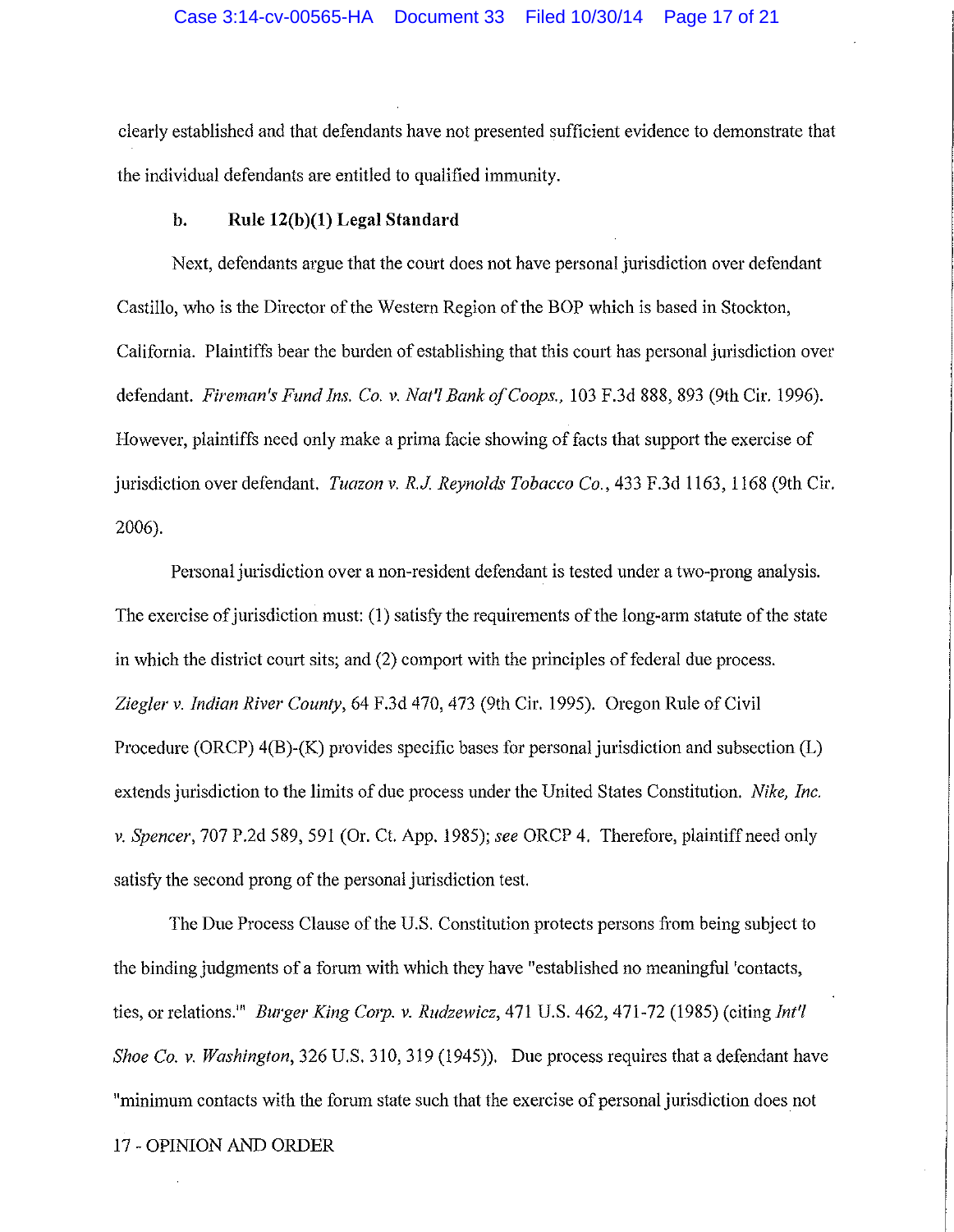clearly established and that defendants have not presented sufficient evidence to demonstrate that the individual defendants are entitled to qualified immunity.

**b. Rule 12(b)(1) Legal Standard**

Next, defendants argue that the court does not have personal jurisdiction over defendant Castillo, who is the Director of the Western Region of the BOP which is based in Stockton, California. Plaintiffs bear the burden of establishing that this court has personal jurisdiction over defendant. *Fireman's Fund Ins. Co. v. Nat'l Bank of Coops.*, 103 F.3d 888, 893 (9th Cir. 1996). However, plaintiffs need only make a prima facie showing of facts that support the exercise of jurisdiction over defendant. *Tuazon v. R.J. Reynolds Tobacco Co.*, 433 F.3d 1163, 1168 (9th Cir. 2006).

Personal jurisdiction over a non-resident defendant is tested under a two-prong analysis. The exercise of jurisdiction must: (1) satisfy the requirements of the long-arm statute of the state in which the district court sits; and (2) comport with the principles of federal due process. *Ziegler v. Indian River County*, 64 F.3d 470, 473 (9th Cir. 1995). Oregon Rule of Civil Procedure (ORCP) 4(B)-(K) provides specific bases for personal jurisdiction and subsection (L) extends jurisdiction to the limits of due process under the United States Constitution. *Nike, Inc. v. Spencer*, 707 P.2d 589, 591 (Or. Ct. App. 1985); *see* ORCP 4. Therefore, plaintiff need only satisfy the second prong of the personal jurisdiction test.

The Due Process Clause of the U.S. Constitution protects persons from being subject to the binding judgments of a forum with which they have "established no meaningful 'contacts, ties, or relations.'" *Burger King Corp. v. Rudzewicz*, 471 U.S. 462, 471-72 (1985) (citing *Int'l Shoe Co. v. Washington*, 326 U.S. 310, 319 (1945)). Due process requires that a defendant have "minimum contacts with the forum state such that the exercise of personal jurisdiction does not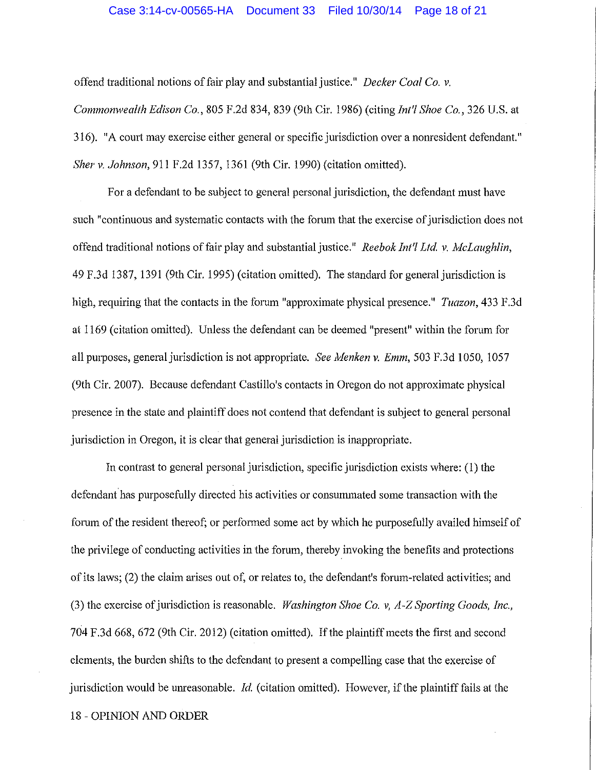offend traditional notions of fair play and substantial justice." *Decker Coal Co. v. Commonwealth Edison Co.*, 805 F.2d 834, 839 (9th Cir. 1986) (citing *Int'l Shoe Co.*, 326 U.S. at 316). "A court may exercise either general or specific jurisdiction over a nonresident defendant." *Sher v. Johnson*, 911 F.2d 1357, 1361 (9th Cir. 1990) (citation omitted).

For a defendant to be subject to general personal jurisdiction, the defendant must have such "continuous and systematic contacts with the forum that the exercise of jurisdiction does not offend traditional notions of fair play and substantial justice." *Reebok Int'l Ltd. v. McLaughlin*, 49 F.3d 1387, 1391 (9th Cir. 1995) (citation omitted). The standard for general jurisdiction is high, requiring that the contacts in the forum "approximate physical presence." *Tuazon*, 433 F.3d at 1169 (citation omitted). Unless the defendant can be deemed "present" within the forum for all purposes, general jurisdiction is not appropriate. *See Menken v. Emm*, 503 F.3d 1050, 1057 (9th Cir. 2007). Because defendant Castillo's contacts in Oregon do not approximate physical presence in the state and plaintiff does not contend that defendant is subject to general personal jurisdiction in Oregon, it is clear that general jurisdiction is inappropriate.

In contrast to general personal jurisdiction, specific jurisdiction exists where: (1) the defendant has purposefully directed his activities or consummated some transaction with the forum of the resident thereof; or performed some act by which he purposefully availed himself of the privilege of conducting activities in the forum, thereby invoking the benefits and protections of its laws; (2) the claim arises out of, or relates to, the defendant's forum-related activities; and (3) the exercise of jurisdiction is reasonable. *Washington Shoe Co. v, A-Z Sporting Goods, Inc.*, 704 F.3d 668, 672 (9th Cir. 2012) (citation omitted). If the plaintiff meets the first and second elements, the burden shifts to the defendant to present a compelling case that the exercise of jurisdiction would be unreasonable. *Id.* (citation omitted). However, if the plaintiff fails at the

18 - OPINION AND ORDER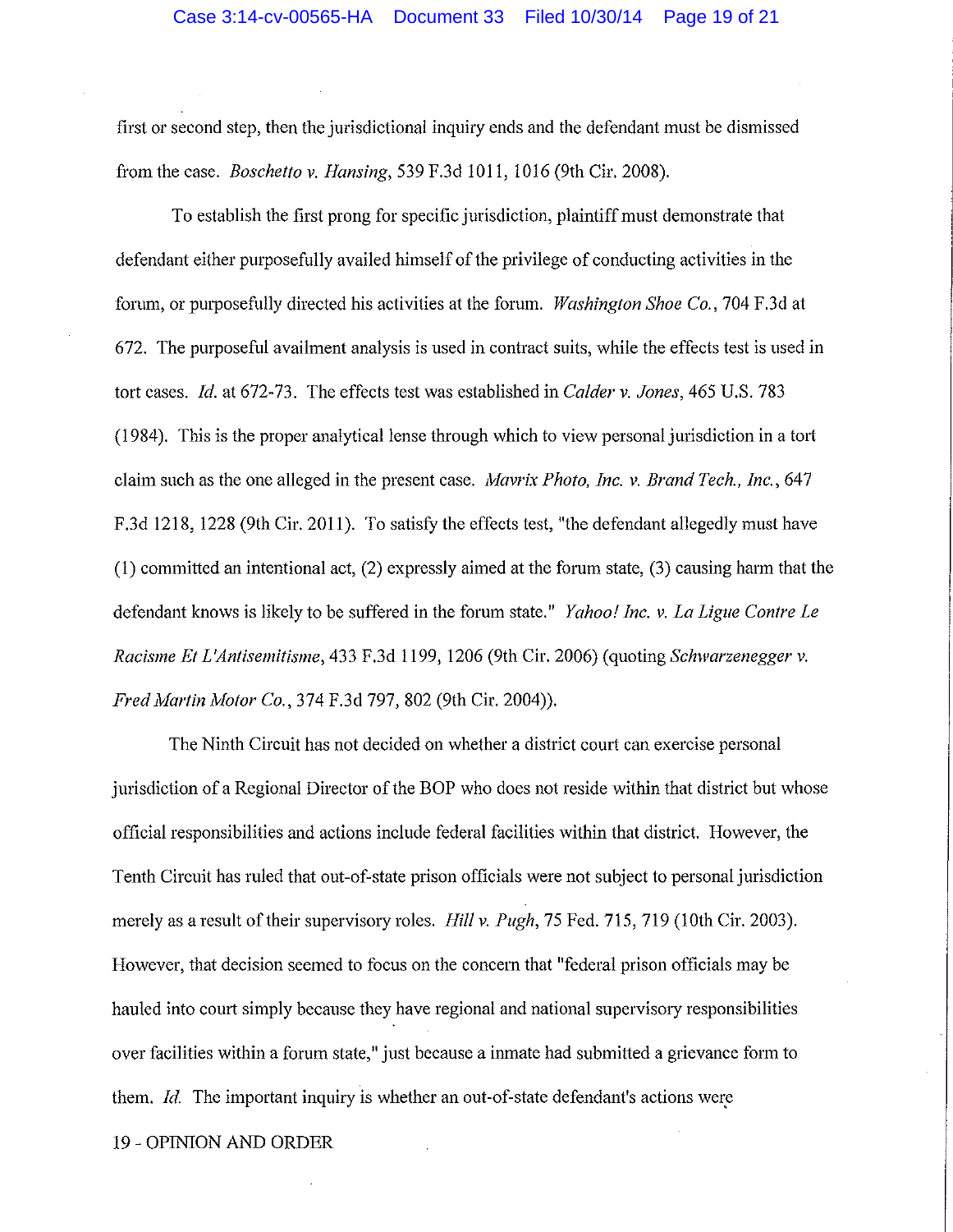first or second step, then the jurisdictional inquiry ends and the defendant must be dismissed from the case. *Boschetto v. Hansing*, 539 F.3d 1011, 1016 (9th Cir. 2008).

To establish the first prong for specific jurisdiction, plaintiff must demonstrate that defendant either purposefully availed himself of the privilege of conducting activities in the forum, or purposefully directed his activities at the forum. *Washington Shoe Co.*, 704 F.3d at 672. The purposeful availment analysis is used in contract suits, while the effects test is used in tort cases. *Id.* at 672-73. The effects test was established in *Calder v. Jones*, 465 U.S. 783 (1984). This is the proper analytical lense through which to view personal jurisdiction in a tort claim such as the one alleged in the present case. *Mavrix Photo, Inc. v. Brand Tech., Inc.*, 647 F.3d 1218, 1228 (9th Cir. 2011). To satisfy the effects test, "the defendant allegedly must have (1) committed an intentional act, (2) expressly aimed at the forum state, (3) causing harm that the defendant knows is likely to be suffered in the forum state." *Yahoo! Inc. v. La Ligue Contre Le Racisme Et L'Antisemitisme*, 433 F.3d 1199, 1206 (9th Cir. 2006) (quoting *Schwarzenegger v. Fred Martin Motor Co.*, 374 F.3d 797, 802 (9th Cir. 2004)).

The Ninth Circuit has not decided on whether a district court can exercise personal jurisdiction of a Regional Director of the BOP who does not reside within that district but whose official responsibilities and actions include federal facilities within that district. However, the Tenth Circuit has ruled that out-of-state prison officials were not subject to personal jurisdiction merely as a result of their supervisory roles. *Hill v. Pugh*, 75 Fed. 715, 719 (10th Cir. 2003). However, that decision seemed to focus on the concern that "federal prison officials may be hauled into court simply because they have regional and national supervisory responsibilities over facilities within a forum state," just because a inmate had submitted a grievance form to them. *Id.* The important inquiry is whether an out-of-state defendant's actions were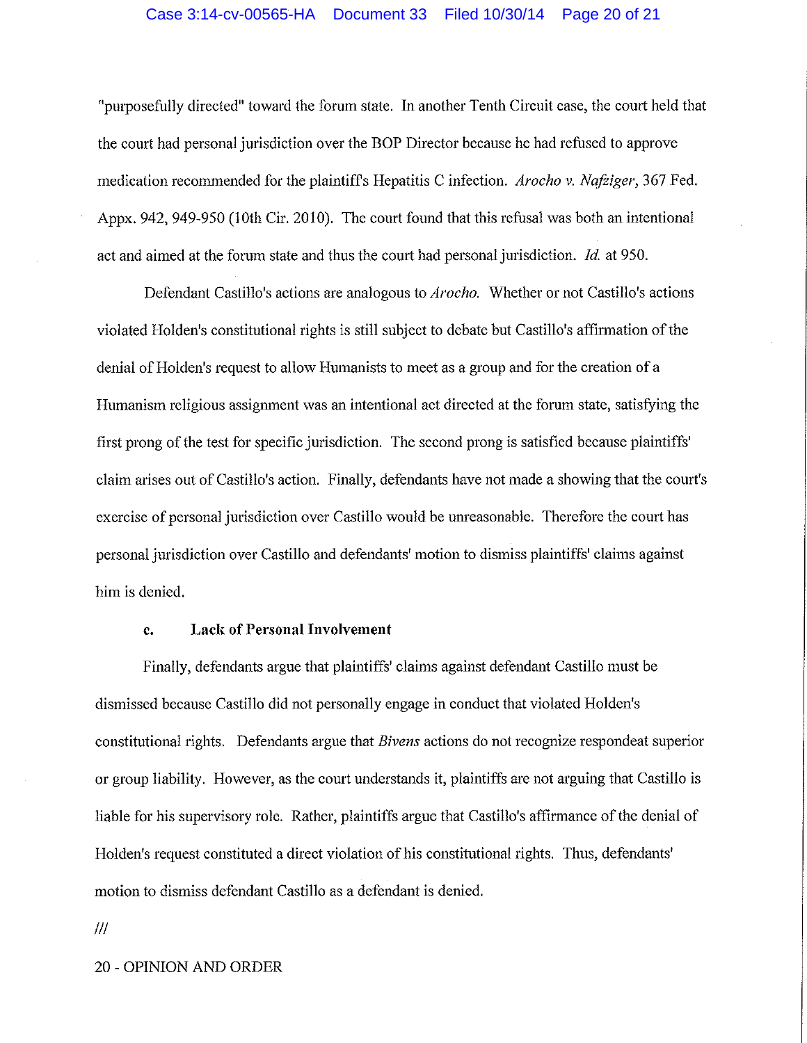"purposefully directed" toward the forum state. In another Tenth Circuit case, the court held that the court had personal jurisdiction over the BOP Director because he had refused to approve medication recommended for the plaintiffs Hepatitis C infection. *Arocho v. Nafziger*, 367 Fed. Appx. 942, 949-950 (10th Cir. 2010). The court found that this refusal was both an intentional act and aimed at the forum state and thus the court had personal jurisdiction. *Id.* at 950.

Defendant Castillo's actions are analogous to *Arocho.* Whether or not Castillo's actions violated Holden's constitutional rights is still subject to debate but Castillo's affirmation of the denial of Holden's request to allow Humanists to meet as a group and for the creation of a Humanism religious assignment was an intentional act directed at the forum state, satisfying the first prong of the test for specific jurisdiction. The second prong is satisfied because plaintiffs' claim arises out of Castillo's action. Finally, defendants have not made a showing that the court's exercise of personal jurisdiction over Castillo would be unreasonable. Therefore the court has personal jurisdiction over Castillo and defendants' motion to dismiss plaintiffs' claims against him is denied.

**c. Lack of Personal Involvement**

Finally, defendants argue that plaintiffs' claims against defendant Castillo must be dismissed because Castillo did not personally engage in conduct that violated Holden's constitutional rights. Defendants argue that *Bivens* actions do not recognize respondeat superior or group liability. However, as the court understands it, plaintiffs are not arguing that Castillo is liable for his supervisory role. Rather, plaintiffs argue that Castillo's affirmance of the denial of Holden's request constituted a direct violation of his constitutional rights. Thus, defendants' motion to dismiss defendant Castillo as a defendant is denied.

///

20 - OPINION AND ORDER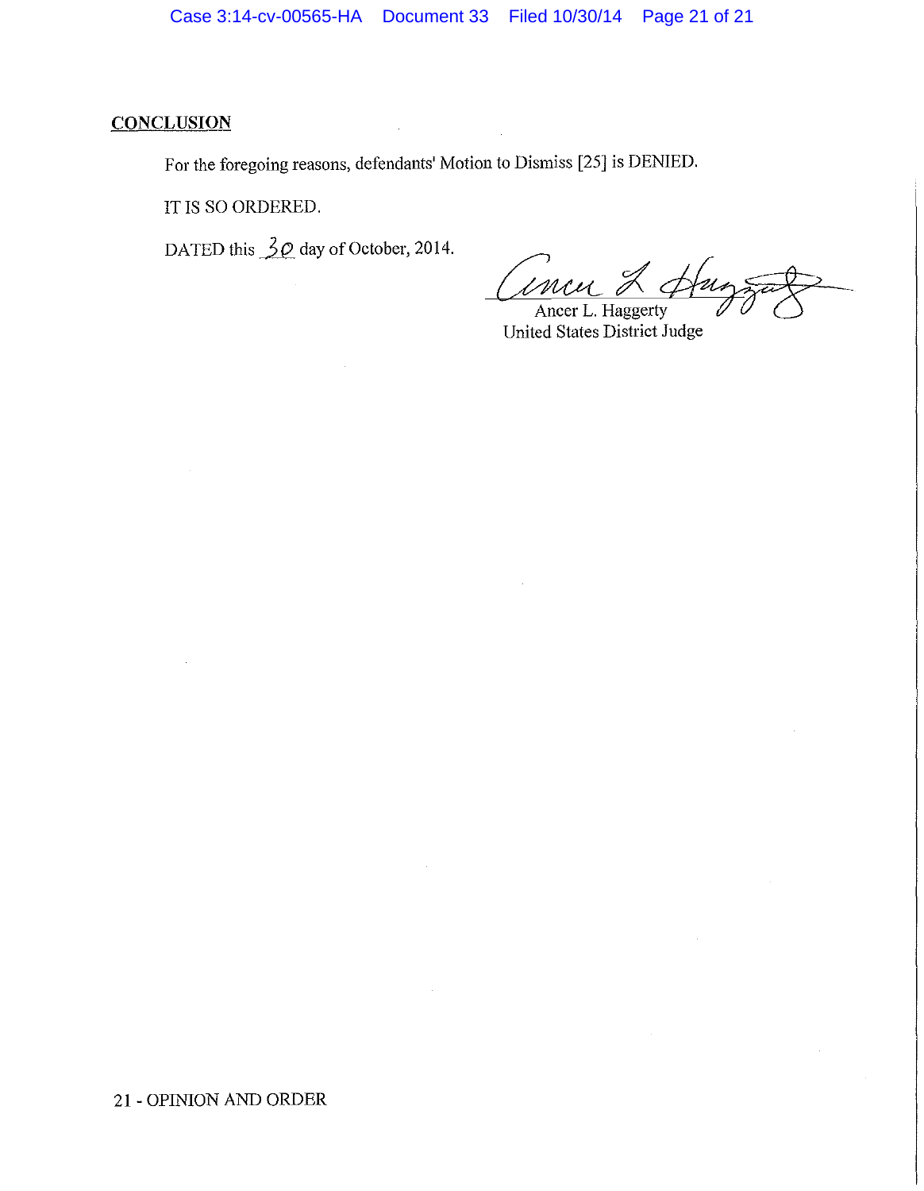**CONCLUSION**

For the foregoing reasons, defendants' Motion to Dismiss [25] is DENIED.

IT IS SO ORDERED.

DATED this 30 day of October, 2014.

Ancer L. Haggerty
United States District Judge